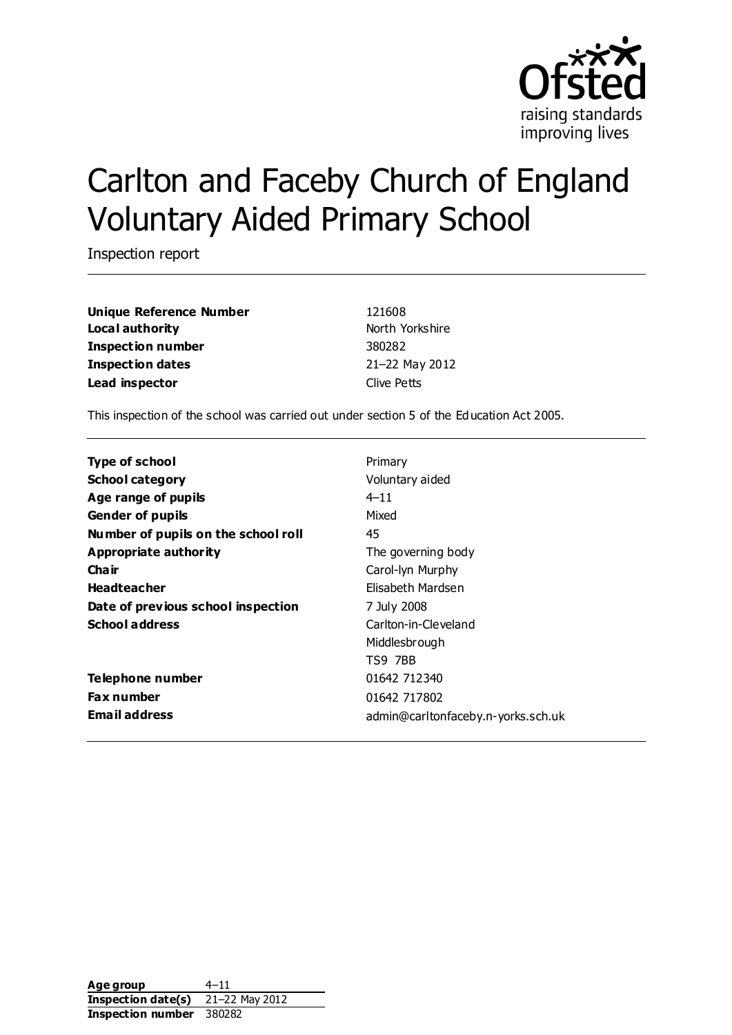Ofsted
raising standards
improving lives

# Carlton and Faceby Church of England Voluntary Aided Primary School

Inspection report

| | |
|---|---|
| **Unique Reference Number** | 121608 |
| **Local authority** | North Yorkshire |
| **Inspection number** | 380282 |
| **Inspection dates** | 21–22 May 2012 |
| **Lead inspector** | Clive Petts |

This inspection of the school was carried out under section 5 of the Education Act 2005.

| | |
|---|---|
| **Type of school** | Primary |
| **School category** | Voluntary aided |
| **Age range of pupils** | 4–11 |
| **Gender of pupils** | Mixed |
| **Number of pupils on the school roll** | 45 |
| **Appropriate authority** | The governing body |
| **Chair** | Carol-lyn Murphy |
| **Headteacher** | Elisabeth Mardsen |
| **Date of previous school inspection** | 7 July 2008 |
| **School address** | Carlton-in-Cleveland<br>Middlesbrough<br>TS9 7BB |
| **Telephone number** | 01642 712340 |
| **Fax number** | 01642 717802 |
| **Email address** | admin@carltonfaceby.n-yorks.sch.uk |

| | |
|---|---|
| **Age group** | 4–11 |
| **Inspection date(s)** | 21–22 May 2012 |
| **Inspection number** | 380282 |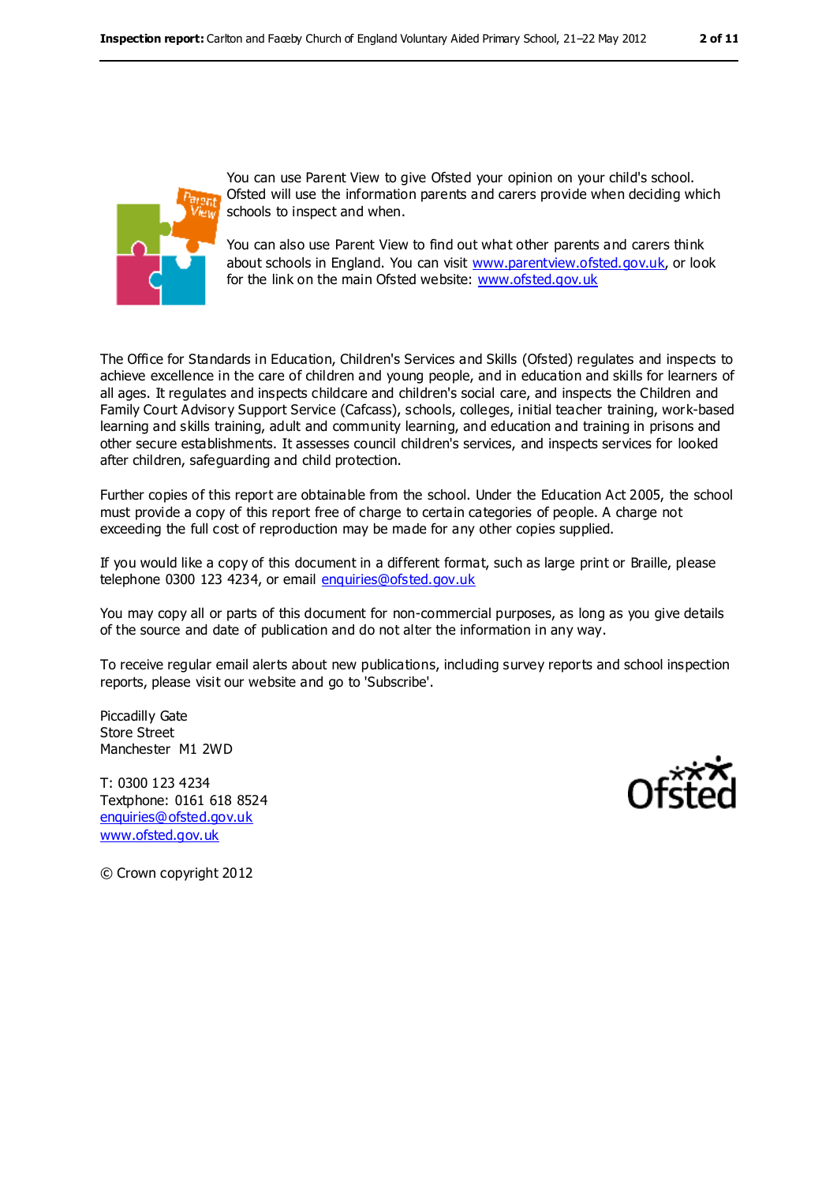You can use Parent View to give Ofsted your opinion on your child's school. Ofsted will use the information parents and carers provide when deciding which schools to inspect and when.

You can also use Parent View to find out what other parents and carers think about schools in England. You can visit www.parentview.ofsted.gov.uk, or look for the link on the main Ofsted website: www.ofsted.gov.uk

The Office for Standards in Education, Children's Services and Skills (Ofsted) regulates and inspects to achieve excellence in the care of children and young people, and in education and skills for learners of all ages. It regulates and inspects childcare and children's social care, and inspects the Children and Family Court Advisory Support Service (Cafcass), schools, colleges, initial teacher training, work-based learning and skills training, adult and community learning, and education and training in prisons and other secure establishments. It assesses council children's services, and inspects services for looked after children, safeguarding and child protection.

Further copies of this report are obtainable from the school. Under the Education Act 2005, the school must provide a copy of this report free of charge to certain categories of people. A charge not exceeding the full cost of reproduction may be made for any other copies supplied.

If you would like a copy of this document in a different format, such as large print or Braille, please telephone 0300 123 4234, or email enquiries@ofsted.gov.uk

You may copy all or parts of this document for non-commercial purposes, as long as you give details of the source and date of publication and do not alter the information in any way.

To receive regular email alerts about new publications, including survey reports and school inspection reports, please visit our website and go to 'Subscribe'.

Piccadilly Gate
Store Street
Manchester M1 2WD

T: 0300 123 4234
Textphone: 0161 618 8524
enquiries@ofsted.gov.uk
www.ofsted.gov.uk

© Crown copyright 2012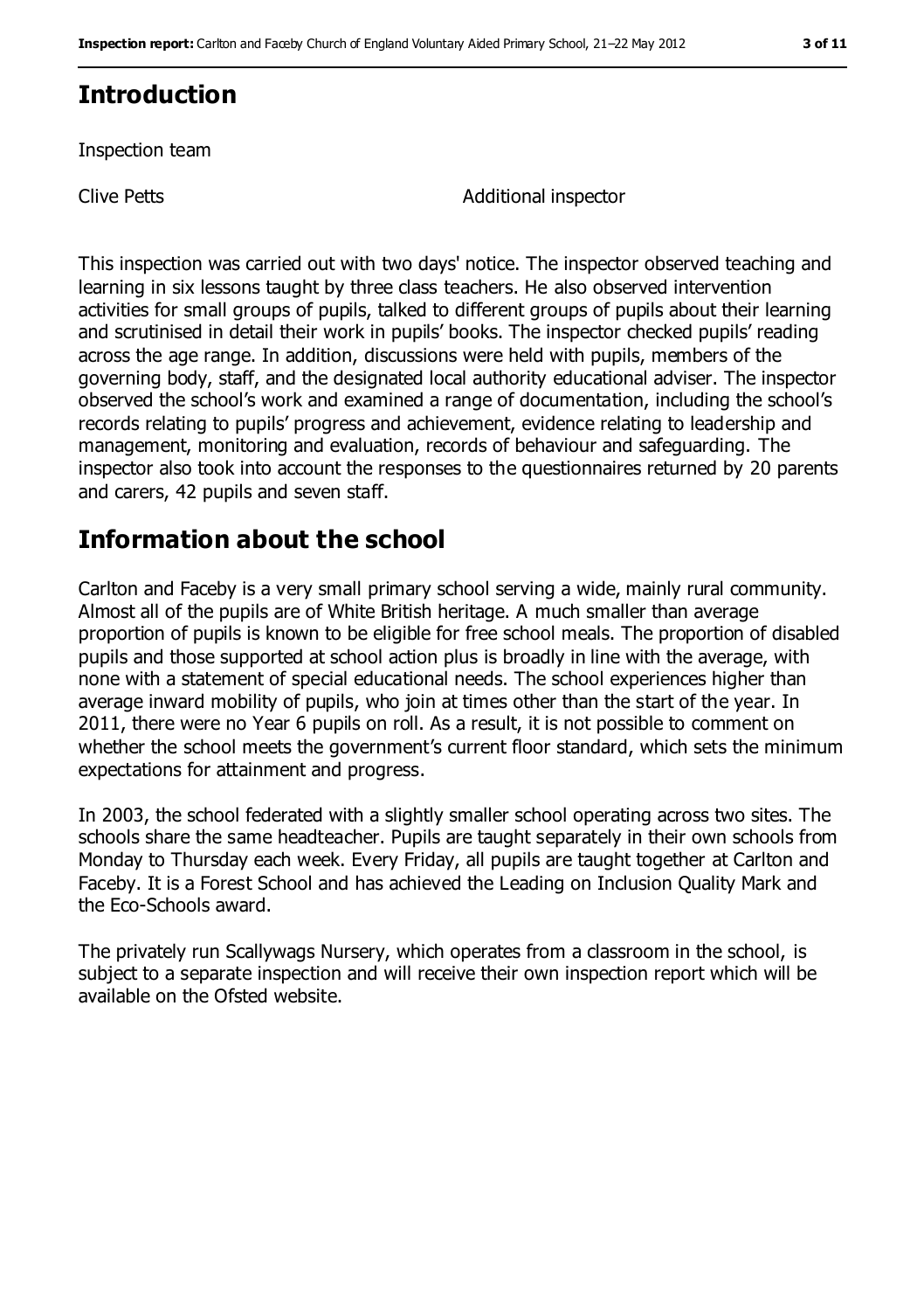## Introduction

Inspection team

| | |
|---|---|
| Clive Petts | Additional inspector |

This inspection was carried out with two days' notice. The inspector observed teaching and learning in six lessons taught by three class teachers. He also observed intervention activities for small groups of pupils, talked to different groups of pupils about their learning and scrutinised in detail their work in pupils' books. The inspector checked pupils' reading across the age range. In addition, discussions were held with pupils, members of the governing body, staff, and the designated local authority educational adviser. The inspector observed the school's work and examined a range of documentation, including the school's records relating to pupils' progress and achievement, evidence relating to leadership and management, monitoring and evaluation, records of behaviour and safeguarding. The inspector also took into account the responses to the questionnaires returned by 20 parents and carers, 42 pupils and seven staff.

## Information about the school

Carlton and Faceby is a very small primary school serving a wide, mainly rural community. Almost all of the pupils are of White British heritage. A much smaller than average proportion of pupils is known to be eligible for free school meals. The proportion of disabled pupils and those supported at school action plus is broadly in line with the average, with none with a statement of special educational needs. The school experiences higher than average inward mobility of pupils, who join at times other than the start of the year. In 2011, there were no Year 6 pupils on roll. As a result, it is not possible to comment on whether the school meets the government's current floor standard, which sets the minimum expectations for attainment and progress.

In 2003, the school federated with a slightly smaller school operating across two sites. The schools share the same headteacher. Pupils are taught separately in their own schools from Monday to Thursday each week. Every Friday, all pupils are taught together at Carlton and Faceby. It is a Forest School and has achieved the Leading on Inclusion Quality Mark and the Eco-Schools award.

The privately run Scallywags Nursery, which operates from a classroom in the school, is subject to a separate inspection and will receive their own inspection report which will be available on the Ofsted website.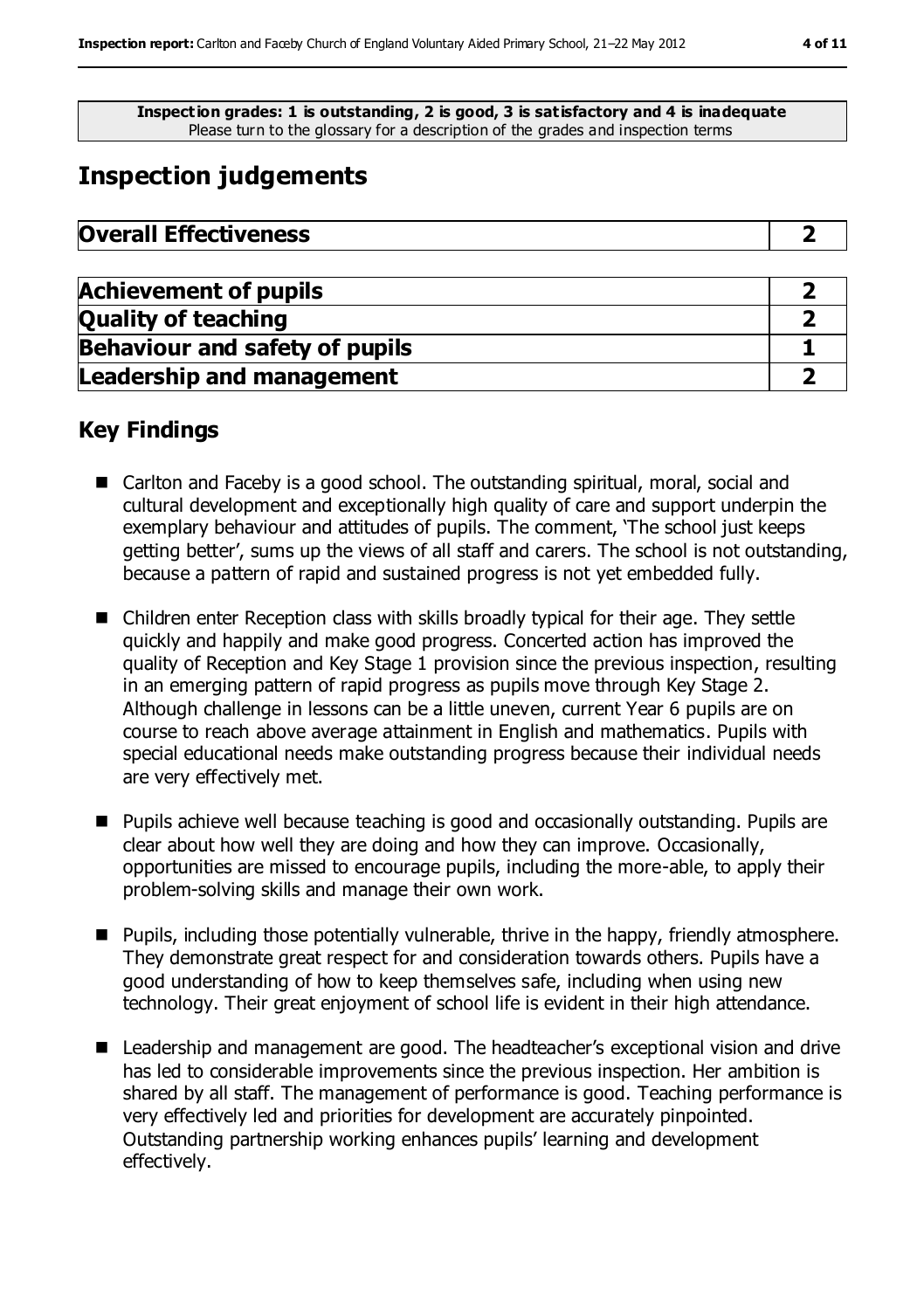**Inspection grades: 1 is outstanding, 2 is good, 3 is satisfactory and 4 is inadequate**
Please turn to the glossary for a description of the grades and inspection terms

# Inspection judgements

| **Overall Effectiveness** | **2** |
|---|---|

| **Achievement of pupils** | **2** |
|---|---|
| **Quality of teaching** | **2** |
| **Behaviour and safety of pupils** | **1** |
| **Leadership and management** | **2** |

## Key Findings

- Carlton and Faceby is a good school. The outstanding spiritual, moral, social and cultural development and exceptionally high quality of care and support underpin the exemplary behaviour and attitudes of pupils. The comment, 'The school just keeps getting better', sums up the views of all staff and carers. The school is not outstanding, because a pattern of rapid and sustained progress is not yet embedded fully.
- Children enter Reception class with skills broadly typical for their age. They settle quickly and happily and make good progress. Concerted action has improved the quality of Reception and Key Stage 1 provision since the previous inspection, resulting in an emerging pattern of rapid progress as pupils move through Key Stage 2. Although challenge in lessons can be a little uneven, current Year 6 pupils are on course to reach above average attainment in English and mathematics. Pupils with special educational needs make outstanding progress because their individual needs are very effectively met.
- Pupils achieve well because teaching is good and occasionally outstanding. Pupils are clear about how well they are doing and how they can improve. Occasionally, opportunities are missed to encourage pupils, including the more-able, to apply their problem-solving skills and manage their own work.
- Pupils, including those potentially vulnerable, thrive in the happy, friendly atmosphere. They demonstrate great respect for and consideration towards others. Pupils have a good understanding of how to keep themselves safe, including when using new technology. Their great enjoyment of school life is evident in their high attendance.
- Leadership and management are good. The headteacher's exceptional vision and drive has led to considerable improvements since the previous inspection. Her ambition is shared by all staff. The management of performance is good. Teaching performance is very effectively led and priorities for development are accurately pinpointed. Outstanding partnership working enhances pupils' learning and development effectively.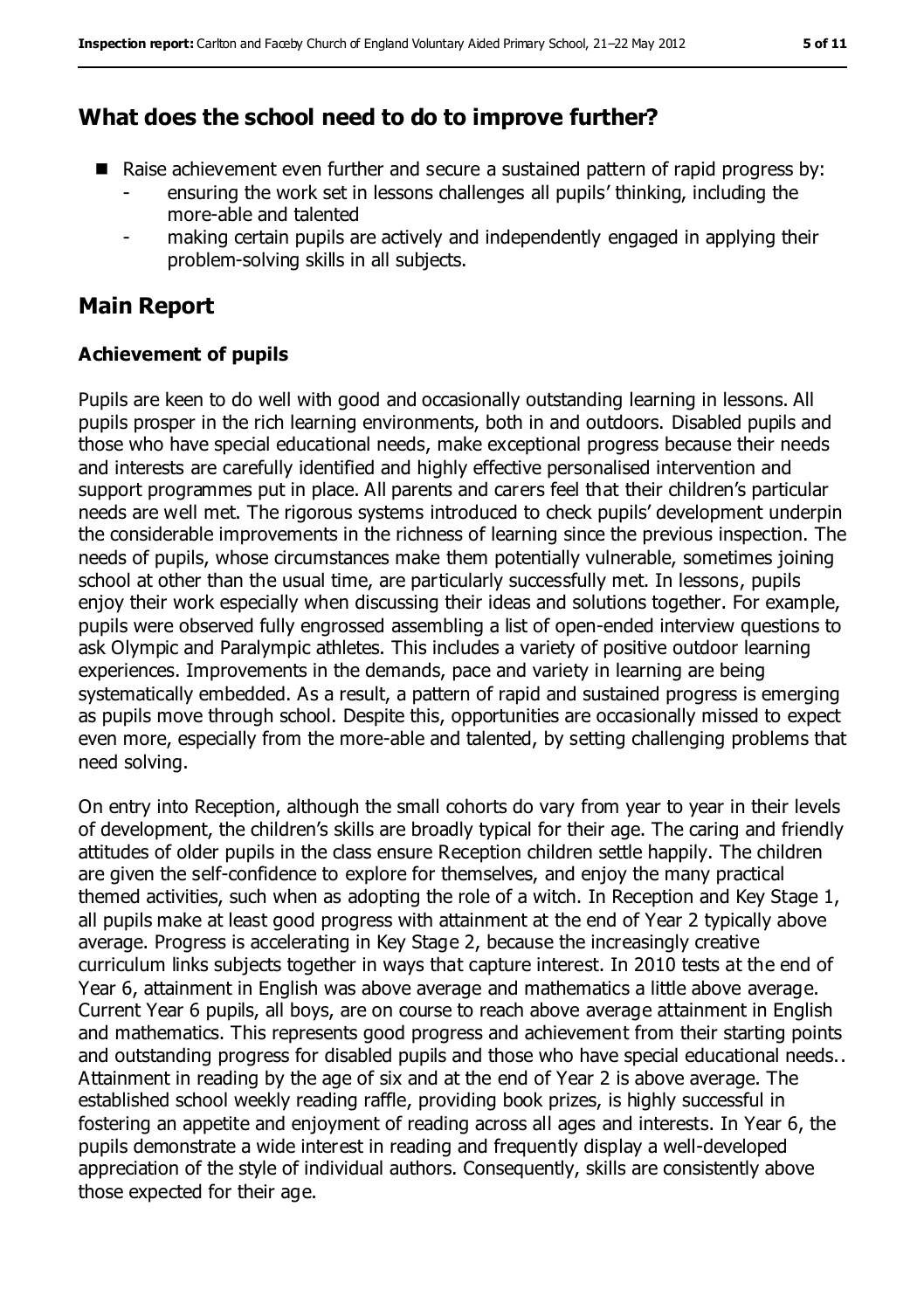## What does the school need to do to improve further?

- Raise achievement even further and secure a sustained pattern of rapid progress by:
  - ensuring the work set in lessons challenges all pupils' thinking, including the more-able and talented
  - making certain pupils are actively and independently engaged in applying their problem-solving skills in all subjects.

## Main Report

### Achievement of pupils

Pupils are keen to do well with good and occasionally outstanding learning in lessons. All pupils prosper in the rich learning environments, both in and outdoors. Disabled pupils and those who have special educational needs, make exceptional progress because their needs and interests are carefully identified and highly effective personalised intervention and support programmes put in place. All parents and carers feel that their children's particular needs are well met. The rigorous systems introduced to check pupils' development underpin the considerable improvements in the richness of learning since the previous inspection. The needs of pupils, whose circumstances make them potentially vulnerable, sometimes joining school at other than the usual time, are particularly successfully met. In lessons, pupils enjoy their work especially when discussing their ideas and solutions together. For example, pupils were observed fully engrossed assembling a list of open-ended interview questions to ask Olympic and Paralympic athletes. This includes a variety of positive outdoor learning experiences. Improvements in the demands, pace and variety in learning are being systematically embedded. As a result, a pattern of rapid and sustained progress is emerging as pupils move through school. Despite this, opportunities are occasionally missed to expect even more, especially from the more-able and talented, by setting challenging problems that need solving.

On entry into Reception, although the small cohorts do vary from year to year in their levels of development, the children's skills are broadly typical for their age. The caring and friendly attitudes of older pupils in the class ensure Reception children settle happily. The children are given the self-confidence to explore for themselves, and enjoy the many practical themed activities, such when as adopting the role of a witch. In Reception and Key Stage 1, all pupils make at least good progress with attainment at the end of Year 2 typically above average. Progress is accelerating in Key Stage 2, because the increasingly creative curriculum links subjects together in ways that capture interest. In 2010 tests at the end of Year 6, attainment in English was above average and mathematics a little above average. Current Year 6 pupils, all boys, are on course to reach above average attainment in English and mathematics. This represents good progress and achievement from their starting points and outstanding progress for disabled pupils and those who have special educational needs.. Attainment in reading by the age of six and at the end of Year 2 is above average. The established school weekly reading raffle, providing book prizes, is highly successful in fostering an appetite and enjoyment of reading across all ages and interests. In Year 6, the pupils demonstrate a wide interest in reading and frequently display a well-developed appreciation of the style of individual authors. Consequently, skills are consistently above those expected for their age.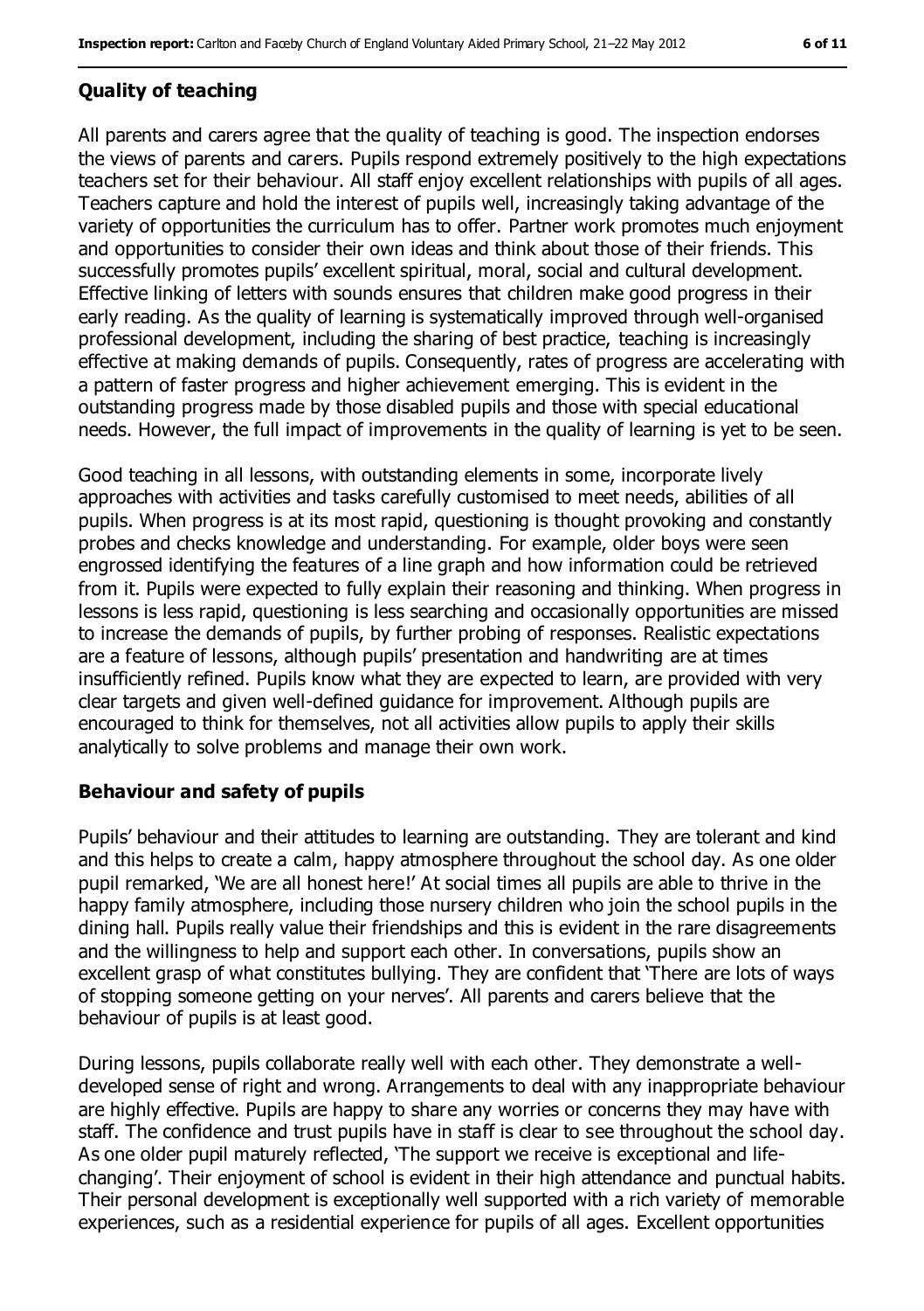### Quality of teaching

All parents and carers agree that the quality of teaching is good. The inspection endorses the views of parents and carers. Pupils respond extremely positively to the high expectations teachers set for their behaviour. All staff enjoy excellent relationships with pupils of all ages. Teachers capture and hold the interest of pupils well, increasingly taking advantage of the variety of opportunities the curriculum has to offer. Partner work promotes much enjoyment and opportunities to consider their own ideas and think about those of their friends. This successfully promotes pupils' excellent spiritual, moral, social and cultural development. Effective linking of letters with sounds ensures that children make good progress in their early reading. As the quality of learning is systematically improved through well-organised professional development, including the sharing of best practice, teaching is increasingly effective at making demands of pupils. Consequently, rates of progress are accelerating with a pattern of faster progress and higher achievement emerging. This is evident in the outstanding progress made by those disabled pupils and those with special educational needs. However, the full impact of improvements in the quality of learning is yet to be seen.

Good teaching in all lessons, with outstanding elements in some, incorporate lively approaches with activities and tasks carefully customised to meet needs, abilities of all pupils. When progress is at its most rapid, questioning is thought provoking and constantly probes and checks knowledge and understanding. For example, older boys were seen engrossed identifying the features of a line graph and how information could be retrieved from it. Pupils were expected to fully explain their reasoning and thinking. When progress in lessons is less rapid, questioning is less searching and occasionally opportunities are missed to increase the demands of pupils, by further probing of responses. Realistic expectations are a feature of lessons, although pupils' presentation and handwriting are at times insufficiently refined. Pupils know what they are expected to learn, are provided with very clear targets and given well-defined guidance for improvement. Although pupils are encouraged to think for themselves, not all activities allow pupils to apply their skills analytically to solve problems and manage their own work.

### Behaviour and safety of pupils

Pupils' behaviour and their attitudes to learning are outstanding. They are tolerant and kind and this helps to create a calm, happy atmosphere throughout the school day. As one older pupil remarked, 'We are all honest here!' At social times all pupils are able to thrive in the happy family atmosphere, including those nursery children who join the school pupils in the dining hall. Pupils really value their friendships and this is evident in the rare disagreements and the willingness to help and support each other. In conversations, pupils show an excellent grasp of what constitutes bullying. They are confident that 'There are lots of ways of stopping someone getting on your nerves'. All parents and carers believe that the behaviour of pupils is at least good.

During lessons, pupils collaborate really well with each other. They demonstrate a well-developed sense of right and wrong. Arrangements to deal with any inappropriate behaviour are highly effective. Pupils are happy to share any worries or concerns they may have with staff. The confidence and trust pupils have in staff is clear to see throughout the school day. As one older pupil maturely reflected, 'The support we receive is exceptional and life-changing'. Their enjoyment of school is evident in their high attendance and punctual habits. Their personal development is exceptionally well supported with a rich variety of memorable experiences, such as a residential experience for pupils of all ages. Excellent opportunities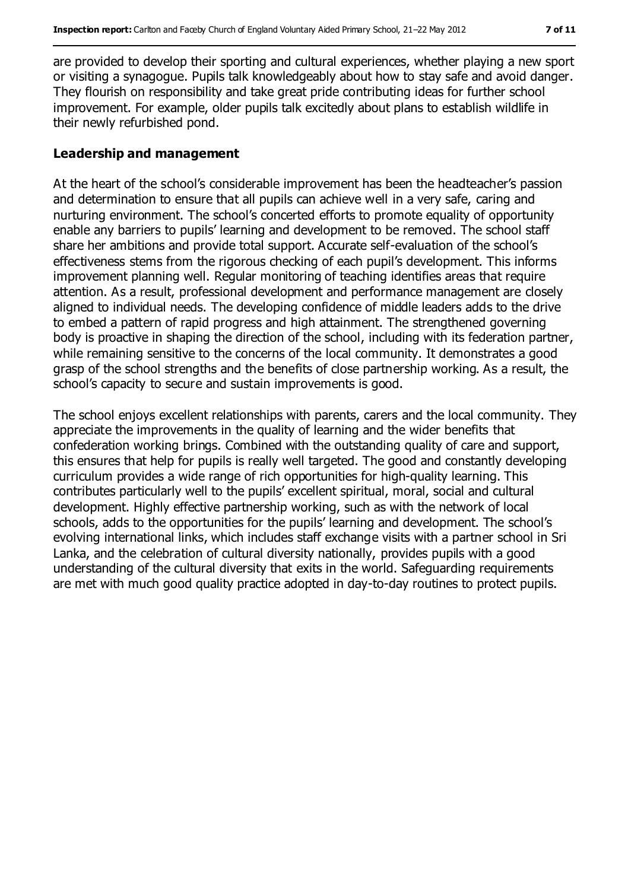are provided to develop their sporting and cultural experiences, whether playing a new sport or visiting a synagogue. Pupils talk knowledgeably about how to stay safe and avoid danger. They flourish on responsibility and take great pride contributing ideas for further school improvement. For example, older pupils talk excitedly about plans to establish wildlife in their newly refurbished pond.

### Leadership and management

At the heart of the school's considerable improvement has been the headteacher's passion and determination to ensure that all pupils can achieve well in a very safe, caring and nurturing environment. The school's concerted efforts to promote equality of opportunity enable any barriers to pupils' learning and development to be removed. The school staff share her ambitions and provide total support. Accurate self-evaluation of the school's effectiveness stems from the rigorous checking of each pupil's development. This informs improvement planning well. Regular monitoring of teaching identifies areas that require attention. As a result, professional development and performance management are closely aligned to individual needs. The developing confidence of middle leaders adds to the drive to embed a pattern of rapid progress and high attainment. The strengthened governing body is proactive in shaping the direction of the school, including with its federation partner, while remaining sensitive to the concerns of the local community. It demonstrates a good grasp of the school strengths and the benefits of close partnership working. As a result, the school's capacity to secure and sustain improvements is good.

The school enjoys excellent relationships with parents, carers and the local community. They appreciate the improvements in the quality of learning and the wider benefits that confederation working brings. Combined with the outstanding quality of care and support, this ensures that help for pupils is really well targeted. The good and constantly developing curriculum provides a wide range of rich opportunities for high-quality learning. This contributes particularly well to the pupils' excellent spiritual, moral, social and cultural development. Highly effective partnership working, such as with the network of local schools, adds to the opportunities for the pupils' learning and development. The school's evolving international links, which includes staff exchange visits with a partner school in Sri Lanka, and the celebration of cultural diversity nationally, provides pupils with a good understanding of the cultural diversity that exits in the world. Safeguarding requirements are met with much good quality practice adopted in day-to-day routines to protect pupils.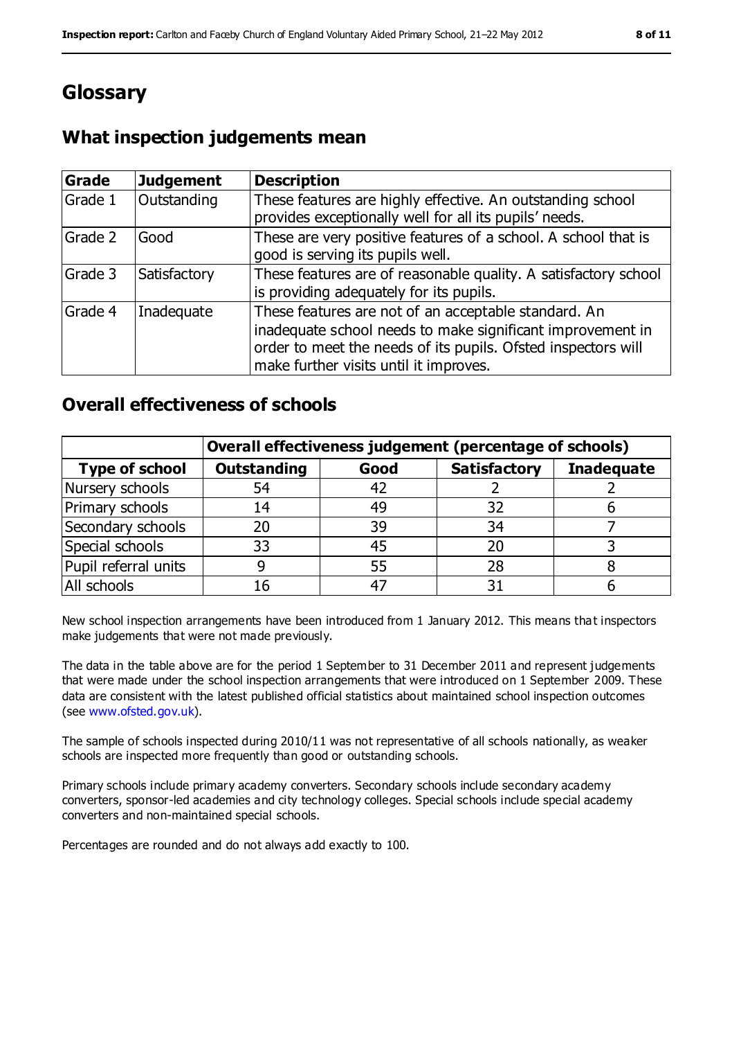# Glossary

## What inspection judgements mean

| Grade | Judgement | Description |
|---|---|---|
| Grade 1 | Outstanding | These features are highly effective. An outstanding school provides exceptionally well for all its pupils' needs. |
| Grade 2 | Good | These are very positive features of a school. A school that is good is serving its pupils well. |
| Grade 3 | Satisfactory | These features are of reasonable quality. A satisfactory school is providing adequately for its pupils. |
| Grade 4 | Inadequate | These features are not of an acceptable standard. An inadequate school needs to make significant improvement in order to meet the needs of its pupils. Ofsted inspectors will make further visits until it improves. |

## Overall effectiveness of schools

| | Overall effectiveness judgement (percentage of schools) | | | |
|---|---|---|---|---|
| **Type of school** | **Outstanding** | **Good** | **Satisfactory** | **Inadequate** |
| Nursery schools | 54 | 42 | 2 | 2 |
| Primary schools | 14 | 49 | 32 | 6 |
| Secondary schools | 20 | 39 | 34 | 7 |
| Special schools | 33 | 45 | 20 | 3 |
| Pupil referral units | 9 | 55 | 28 | 8 |
| All schools | 16 | 47 | 31 | 6 |

New school inspection arrangements have been introduced from 1 January 2012. This means that inspectors make judgements that were not made previously.

The data in the table above are for the period 1 September to 31 December 2011 and represent judgements that were made under the school inspection arrangements that were introduced on 1 September 2009. These data are consistent with the latest published official statistics about maintained school inspection outcomes (see www.ofsted.gov.uk).

The sample of schools inspected during 2010/11 was not representative of all schools nationally, as weaker schools are inspected more frequently than good or outstanding schools.

Primary schools include primary academy converters. Secondary schools include secondary academy converters, sponsor-led academies and city technology colleges. Special schools include special academy converters and non-maintained special schools.

Percentages are rounded and do not always add exactly to 100.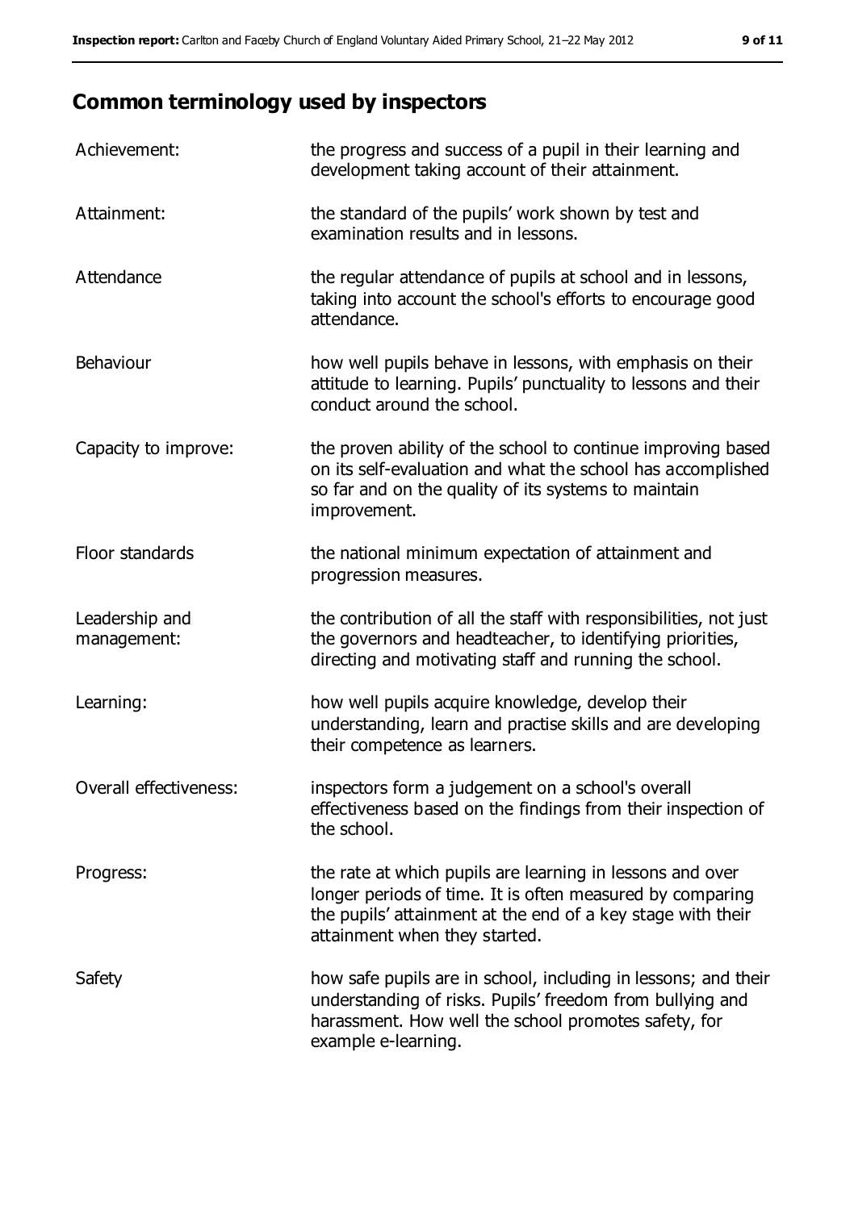## Common terminology used by inspectors

| | |
|---|---|
| Achievement: | the progress and success of a pupil in their learning and development taking account of their attainment. |
| Attainment: | the standard of the pupils' work shown by test and examination results and in lessons. |
| Attendance | the regular attendance of pupils at school and in lessons, taking into account the school's efforts to encourage good attendance. |
| Behaviour | how well pupils behave in lessons, with emphasis on their attitude to learning. Pupils' punctuality to lessons and their conduct around the school. |
| Capacity to improve: | the proven ability of the school to continue improving based on its self-evaluation and what the school has accomplished so far and on the quality of its systems to maintain improvement. |
| Floor standards | the national minimum expectation of attainment and progression measures. |
| Leadership and management: | the contribution of all the staff with responsibilities, not just the governors and headteacher, to identifying priorities, directing and motivating staff and running the school. |
| Learning: | how well pupils acquire knowledge, develop their understanding, learn and practise skills and are developing their competence as learners. |
| Overall effectiveness: | inspectors form a judgement on a school's overall effectiveness based on the findings from their inspection of the school. |
| Progress: | the rate at which pupils are learning in lessons and over longer periods of time. It is often measured by comparing the pupils' attainment at the end of a key stage with their attainment when they started. |
| Safety | how safe pupils are in school, including in lessons; and their understanding of risks. Pupils' freedom from bullying and harassment. How well the school promotes safety, for example e-learning. |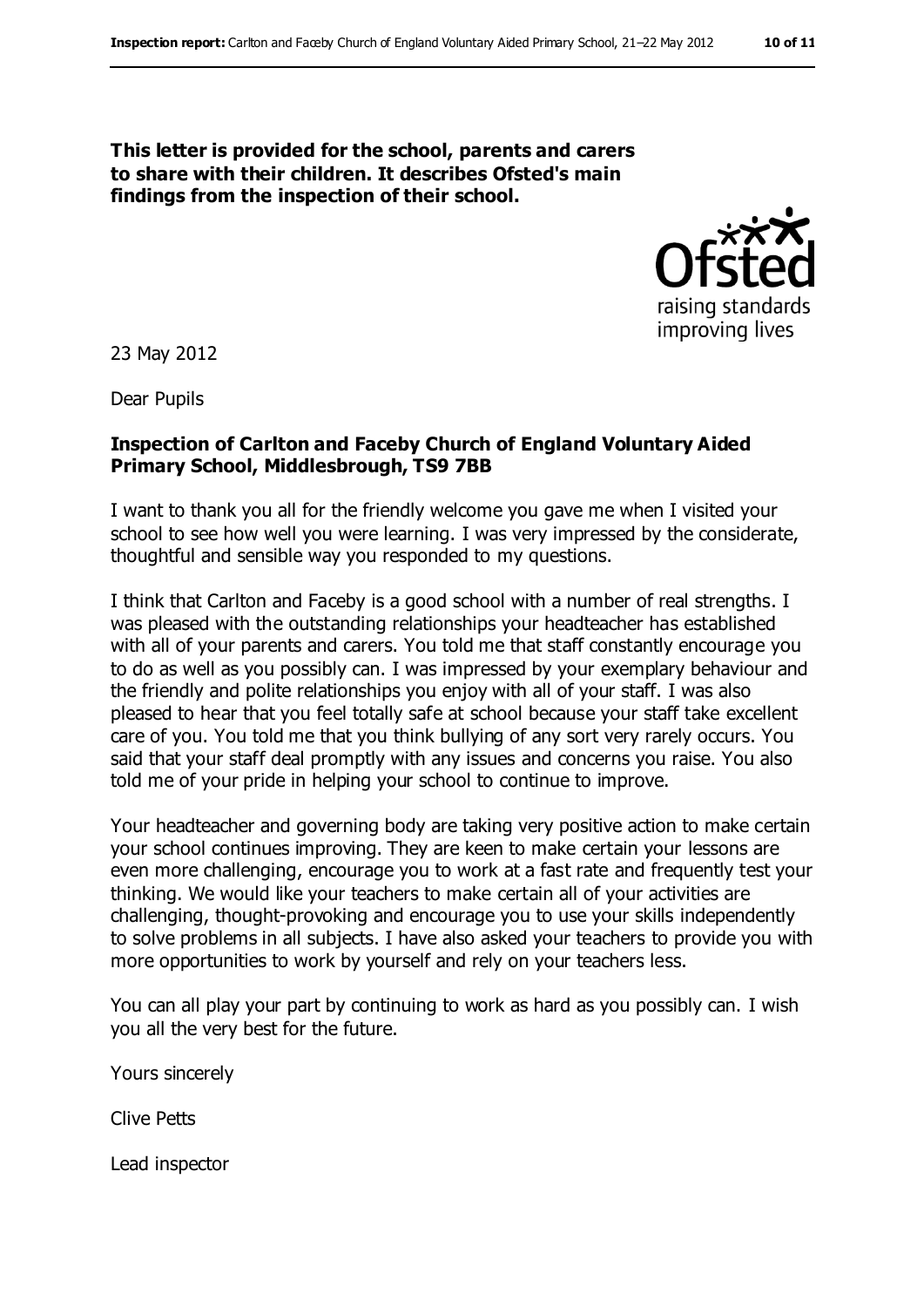**This letter is provided for the school, parents and carers to share with their children. It describes Ofsted's main findings from the inspection of their school.**

23 May 2012

Dear Pupils

**Inspection of Carlton and Faceby Church of England Voluntary Aided Primary School, Middlesbrough, TS9 7BB**

I want to thank you all for the friendly welcome you gave me when I visited your school to see how well you were learning. I was very impressed by the considerate, thoughtful and sensible way you responded to my questions.

I think that Carlton and Faceby is a good school with a number of real strengths. I was pleased with the outstanding relationships your headteacher has established with all of your parents and carers. You told me that staff constantly encourage you to do as well as you possibly can. I was impressed by your exemplary behaviour and the friendly and polite relationships you enjoy with all of your staff. I was also pleased to hear that you feel totally safe at school because your staff take excellent care of you. You told me that you think bullying of any sort very rarely occurs. You said that your staff deal promptly with any issues and concerns you raise. You also told me of your pride in helping your school to continue to improve.

Your headteacher and governing body are taking very positive action to make certain your school continues improving. They are keen to make certain your lessons are even more challenging, encourage you to work at a fast rate and frequently test your thinking. We would like your teachers to make certain all of your activities are challenging, thought-provoking and encourage you to use your skills independently to solve problems in all subjects. I have also asked your teachers to provide you with more opportunities to work by yourself and rely on your teachers less.

You can all play your part by continuing to work as hard as you possibly can. I wish you all the very best for the future.

Yours sincerely

Clive Petts

Lead inspector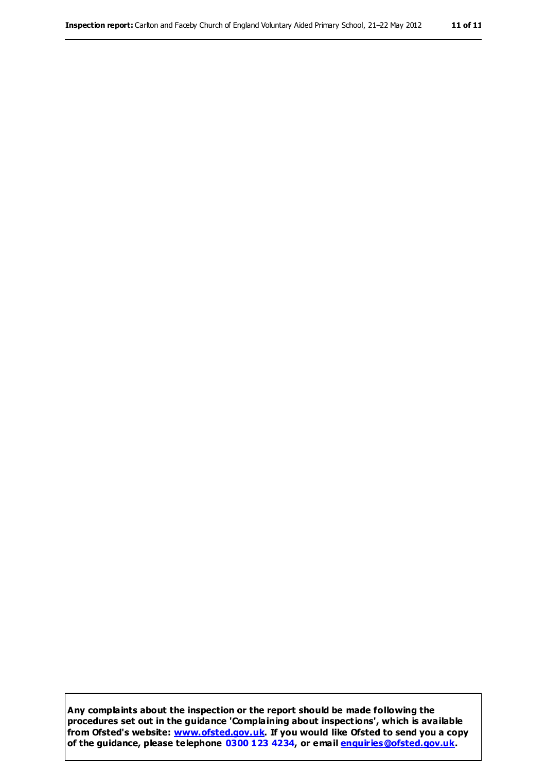**Any complaints about the inspection or the report should be made following the procedures set out in the guidance 'Complaining about inspections', which is available from Ofsted's website: www.ofsted.gov.uk. If you would like Ofsted to send you a copy of the guidance, please telephone 0300 123 4234, or email enquiries@ofsted.gov.uk.**